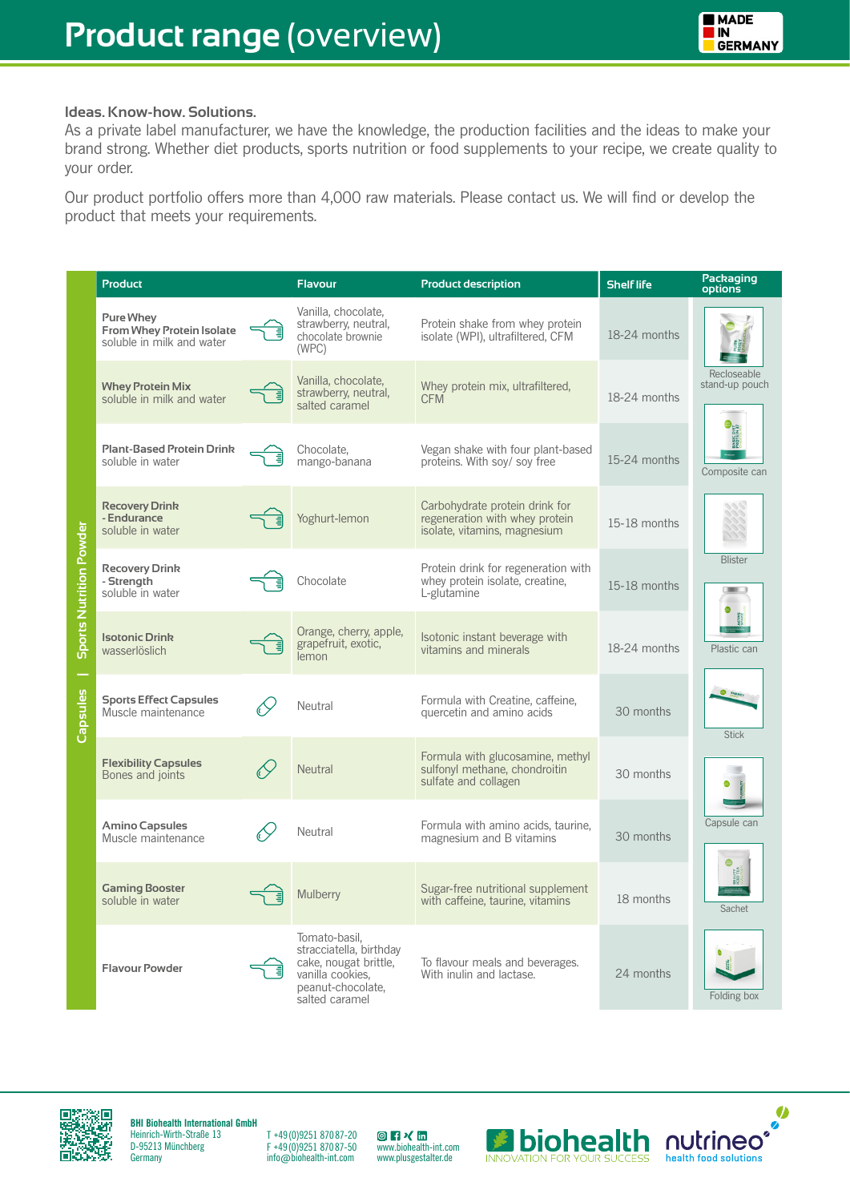# Product range (overview)

MADE IN GERMANY

**Ideas. Know-how. Solutions.**
As a private label manufacturer, we have the knowledge, the production facilities and the ideas to make your brand strong. Whether diet products, sports nutrition or food supplements to your recipe, we create quality to your order.

Our product portfolio offers more than 4,000 raw materials. Please contact us. We will find or develop the product that meets your requirements.

**Sports Nutrition Powder | Capsules**

| Product | Flavour | Product description | Shelf life |
|---|---|---|---|
| **Pure Whey From Whey Protein Isolate** soluble in milk and water | Vanilla, chocolate, strawberry, neutral, chocolate brownie (WPC) | Protein shake from whey protein isolate (WPI), ultrafiltered, CFM | 18-24 months |
| **Whey Protein Mix** soluble in milk and water | Vanilla, chocolate, strawberry, neutral, salted caramel | Whey protein mix, ultrafiltered, CFM | 18-24 months |
| **Plant-Based Protein Drink** soluble in water | Chocolate, mango-banana | Vegan shake with four plant-based proteins. With soy/ soy free | 15-24 months |
| **Recovery Drink - Endurance** soluble in water | Yoghurt-lemon | Carbohydrate protein drink for regeneration with whey protein isolate, vitamins, magnesium | 15-18 months |
| **Recovery Drink - Strength** soluble in water | Chocolate | Protein drink for regeneration with whey protein isolate, creatine, L-glutamine | 15-18 months |
| **Isotonic Drink** wasserlöslich | Orange, cherry, apple, grapefruit, exotic, lemon | Isotonic instant beverage with vitamins and minerals | 18-24 months |
| **Sports Effect Capsules** Muscle maintenance | Neutral | Formula with Creatine, caffeine, quercetin and amino acids | 30 months |
| **Flexibility Capsules** Bones and joints | Neutral | Formula with glucosamine, methyl sulfonyl methane, chondroitin sulfate and collagen | 30 months |
| **Amino Capsules** Muscle maintenance | Neutral | Formula with amino acids, taurine, magnesium and B vitamins | 30 months |
| **Gaming Booster** soluble in water | Mulberry | Sugar-free nutritional supplement with caffeine, taurine, vitamins | 18 months |
| **Flavour Powder** | Tomato-basil, stracciatella, birthday cake, nougat brittle, vanilla cookies, peanut-chocolate, salted caramel | To flavour meals and beverages. With inulin and lactase. | 24 months |

**Packaging options:** Recloseable stand-up pouch · Composite can · Blister · Plastic can · Stick · Capsule can · Sachet · Folding box

**BHI Biohealth International GmbH**
Heinrich-Wirth-Straße 13
D-95213 Münchberg
Germany

T +49 (0)9251 870 87-20
F +49 (0)9251 870 87-50
info@biohealth-int.com

www.biohealth-int.com
www.plusgestalter.de

biohealth – INNOVATION FOR YOUR SUCCESS
nutrineo – health food solutions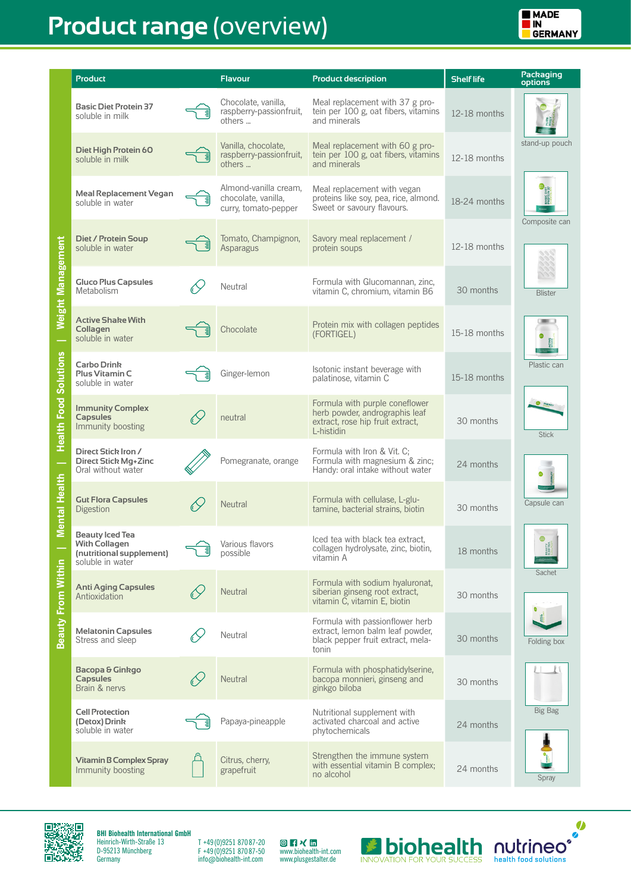# Product range (overview)

MADE IN GERMANY

Beauty From Within | Mental Health | Health Food Solutions | Weight Management

| Product | Flavour | Product description | Shelf life |
|---|---|---|---|
| **Basic Diet Protein 37** soluble in milk | Chocolate, vanilla, raspberry-passionfruit, others ... | Meal replacement with 37 g protein per 100 g, oat fibers, vitamins and minerals | 12-18 months |
| **Diet High Protein 60** soluble in milk | Vanilla, chocolate, raspberry-passionfruit, others ... | Meal replacement with 60 g protein per 100 g, oat fibers, vitamins and minerals | 12-18 months |
| **Meal Replacement Vegan** soluble in water | Almond-vanilla cream, chocolate, vanilla, curry, tomato-pepper | Meal replacement with vegan proteins like soy, pea, rice, almond. Sweet or savoury flavours. | 18-24 months |
| **Diet / Protein Soup** soluble in water | Tomato, Champignon, Asparagus | Savory meal replacement / protein soups | 12-18 months |
| **Gluco Plus Capsules** Metabolism | Neutral | Formula with Glucomannan, zinc, vitamin C, chromium, vitamin B6 | 30 months |
| **Active Shake With Collagen** soluble in water | Chocolate | Protein mix with collagen peptides (FORTIGEL) | 15-18 months |
| **Carbo Drink Plus Vitamin C** soluble in water | Ginger-lemon | Isotonic instant beverage with palatinose, vitamin C | 15-18 months |
| **Immunity Complex Capsules** Immunity boosting | neutral | Formula with purple coneflower herb powder, andrographis leaf extract, rose hip fruit extract, L-histidin | 30 months |
| **Direct Stick Iron / Direct Stick Mg+Zinc** Oral without water | Pomegranate, orange | Formula with Iron & Vit. C; Formula with magnesium & zinc; Handy: oral intake without water | 24 months |
| **Gut Flora Capsules** Digestion | Neutral | Formula with cellulase, L-glutamine, bacterial strains, biotin | 30 months |
| **Beauty Iced Tea With Collagen (nutritional supplement)** soluble in water | Various flavors possible | Iced tea with black tea extract, collagen hydrolysate, zinc, biotin, vitamin A | 18 months |
| **Anti Aging Capsules** Antioxidation | Neutral | Formula with sodium hyaluronat, siberian ginseng root extract, vitamin C, vitamin E, biotin | 30 months |
| **Melatonin Capsules** Stress and sleep | Neutral | Formula with passionflower herb extract, lemon balm leaf powder, black pepper fruit extract, melatonin | 30 months |
| **Bacopa & Ginkgo Capsules** Brain & nervs | Neutral | Formula with phosphatidylserine, bacopa monnieri, ginseng and ginkgo biloba | 30 months |
| **Cell Protection (Detox) Drink** soluble in water | Papaya-pineapple | Nutritional supplement with activated charcoal and active phytochemicals | 24 months |
| **Vitamin B Complex Spray** Immunity boosting | Citrus, cherry, grapefruit | Strengthen the immune system with essential vitamin B complex; no alcohol | 24 months |

**Packaging options**

stand-up pouch

Composite can

Blister

Plastic can

Stick

Capsule can

Sachet

Folding box

Big Bag

Spray

**BHI Biohealth International GmbH**
Heinrich-Wirth-Straße 13
D-95213 Münchberg
Germany

T +49 (0)9251 870 87-20
F +49 (0)9251 870 87-50
info@biohealth-int.com

www.biohealth-int.com
www.plusgestalter.de

biohealth – INNOVATION FOR YOUR SUCCESS

nutrineo – health food solutions